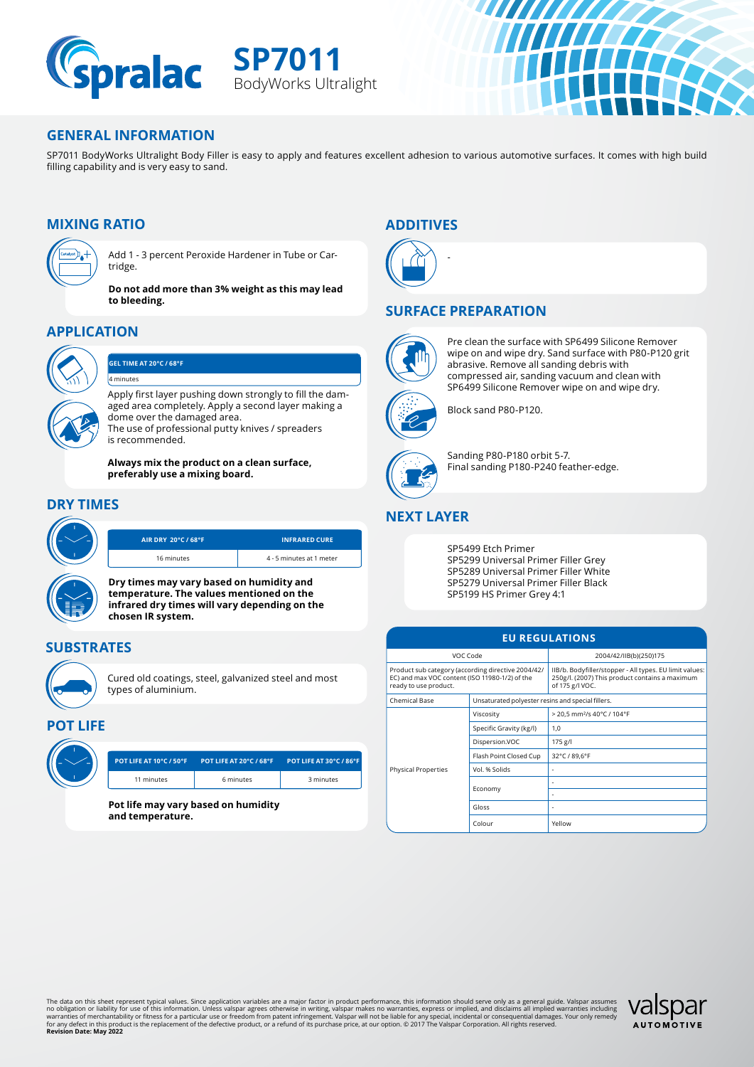# SP7011
BodyWorks Ultralight

## GENERAL INFORMATION

SP7011 BodyWorks Ultralight Body Filler is easy to apply and features excellent adhesion to various automotive surfaces. It comes with high build filling capability and is very easy to sand.

## MIXING RATIO

Add 1 - 3 percent Peroxide Hardener in Tube or Cartridge.

**Do not add more than 3% weight as this may lead to bleeding.**

## APPLICATION

| GEL TIME AT 20°C / 68°F |
|---|
| 4 minutes |

Apply first layer pushing down strongly to fill the damaged area completely. Apply a second layer making a dome over the damaged area.
The use of professional putty knives / spreaders is recommended.

**Always mix the product on a clean surface, preferably use a mixing board.**

## DRY TIMES

| AIR DRY 20°C / 68°F | INFRARED CURE |
|---|---|
| 16 minutes | 4 - 5 minutes at 1 meter |

**Dry times may vary based on humidity and temperature. The values mentioned on the infrared dry times will vary depending on the chosen IR system.**

## SUBSTRATES

Cured old coatings, steel, galvanized steel and most types of aluminium.

## POT LIFE

| POT LIFE AT 10°C / 50°F | POT LIFE AT 20°C / 68°F | POT LIFE AT 30°C / 86°F |
|---|---|---|
| 11 minutes | 6 minutes | 3 minutes |

**Pot life may vary based on humidity and temperature.**

## ADDITIVES

-

## SURFACE PREPARATION

Pre clean the surface with SP6499 Silicone Remover wipe on and wipe dry. Sand surface with P80-P120 grit abrasive. Remove all sanding debris with compressed air, sanding vacuum and clean with SP6499 Silicone Remover wipe on and wipe dry.

Block sand P80-P120.

Sanding P80-P180 orbit 5-7.
Final sanding P180-P240 feather-edge.

## NEXT LAYER

SP5499 Etch Primer
SP5299 Universal Primer Filler Grey
SP5289 Universal Primer Filler White
SP5279 Universal Primer Filler Black
SP5199 HS Primer Grey 4:1

## EU REGULATIONS

| VOC Code | | 2004/42/IIB(b)(250)175 |
|---|---|---|
| Product sub category (according directive 2004/42/EC) and max VOC content (ISO 11980-1/2) of the ready to use product. | | IIB/b. Bodyfiller/stopper - All types. EU limit values: 250g/l. (2007) This product contains a maximum of 175 g/l VOC. |
| Chemical Base | Unsaturated polyester resins and special fillers. | |
| Physical Properties | Viscosity | > 20,5 mm²/s 40°C / 104°F |
| | Specific Gravity (kg/l) | 1,0 |
| | Dispersion.VOC | 175 g/l |
| | Flash Point Closed Cup | 32°C / 89,6°F |
| | Vol. % Solids | - |
| | Economy | - |
| | | - |
| | Gloss | - |
| | Colour | Yellow |

The data on this sheet represent typical values. Since application variables are a major factor in product performance, this information should serve only as a general guide. Valspar assumes no obligation or liability for use of this information. Unless valspar agrees otherwise in writing, valspar makes no warranties, express or implied, and disclaims all implied warranties including warranties of merchantability or fitness for a particular use or freedom from patent infringement. Valspar will not be liable for any special, incidental or consequential damages. Your only remedy for any defect in this product is the replacement of the defective product, or a refund of its purchase price, at our option. © 2017 The Valspar Corporation. All rights reserved.
**Revision Date: May 2022**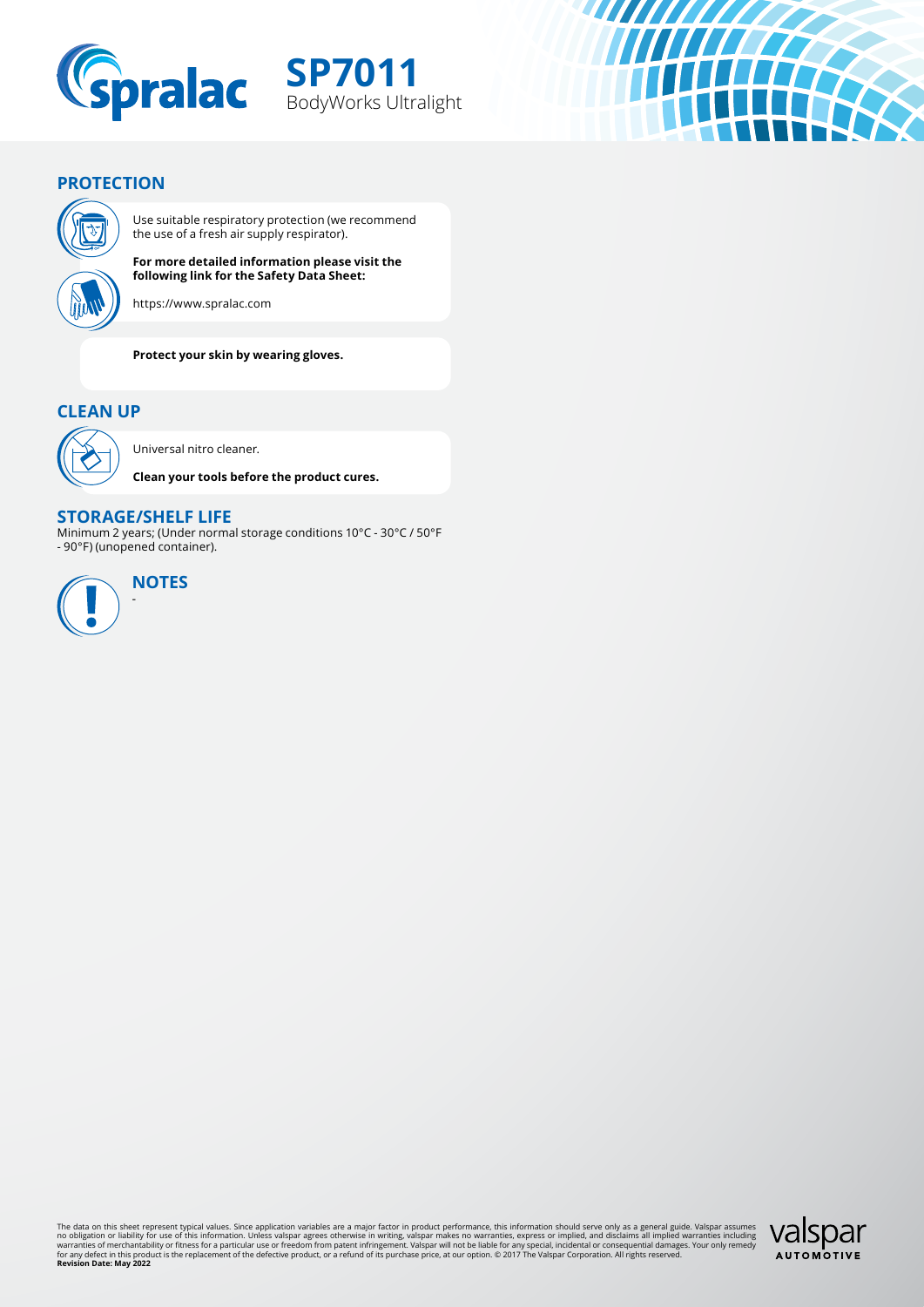## PROTECTION

Use suitable respiratory protection (we recommend the use of a fresh air supply respirator).

**For more detailed information please visit the following link for the Safety Data Sheet:**

https://www.spralac.com

**Protect your skin by wearing gloves.**

## CLEAN UP

Universal nitro cleaner.

**Clean your tools before the product cures.**

## STORAGE/SHELF LIFE

Minimum 2 years; (Under normal storage conditions 10°C - 30°C / 50°F - 90°F) (unopened container).

## NOTES

-

The data on this sheet represent typical values. Since application variables are a major factor in product performance, this information should serve only as a general guide. Valspar assumes no obligation or liability for use of this information. Unless valspar agrees otherwise in writing, valspar makes no warranties, express or implied, and disclaims all implied warranties including warranties of merchantability or fitness for a particular use or freedom from patent infringement. Valspar will not be liable for any special, incidental or consequential damages. Your only remedy for any defect in this product is the replacement of the defective product, or a refund of its purchase price, at our option. © 2017 The Valspar Corporation. All rights reserved.
**Revision Date: May 2022**